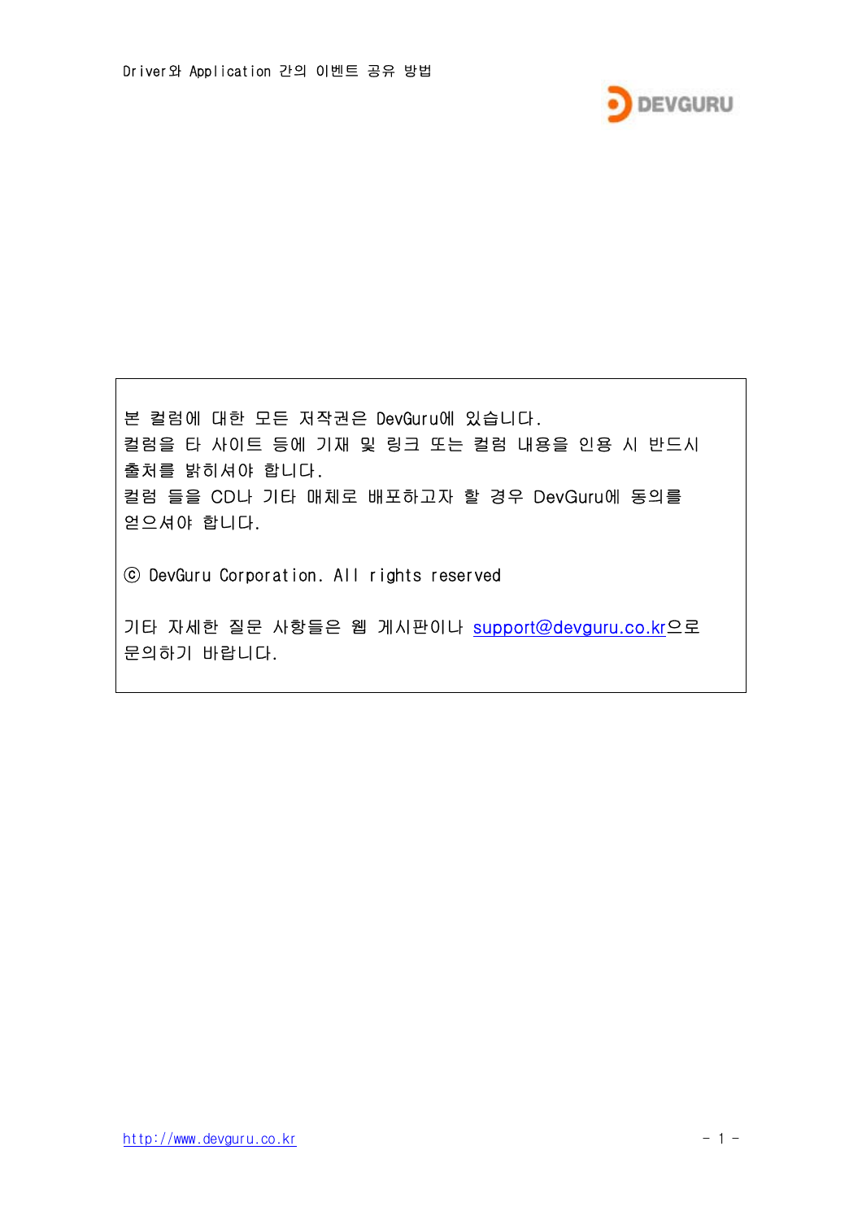본 컬럼에 대한 모든 저작권은 DevGuru에 있습니다.
컬럼을 타 사이트 등에 기재 및 링크 또는 컬럼 내용을 인용 시 반드시 출처를 밝히셔야 합니다.
컬럼 들을 CD나 기타 매체로 배포하고자 할 경우 DevGuru에 동의를 얻으셔야 합니다.

ⓒ DevGuru Corporation. All rights reserved

기타 자세한 질문 사항들은 웹 게시판이나 support@devguru.co.kr으로 문의하기 바랍니다.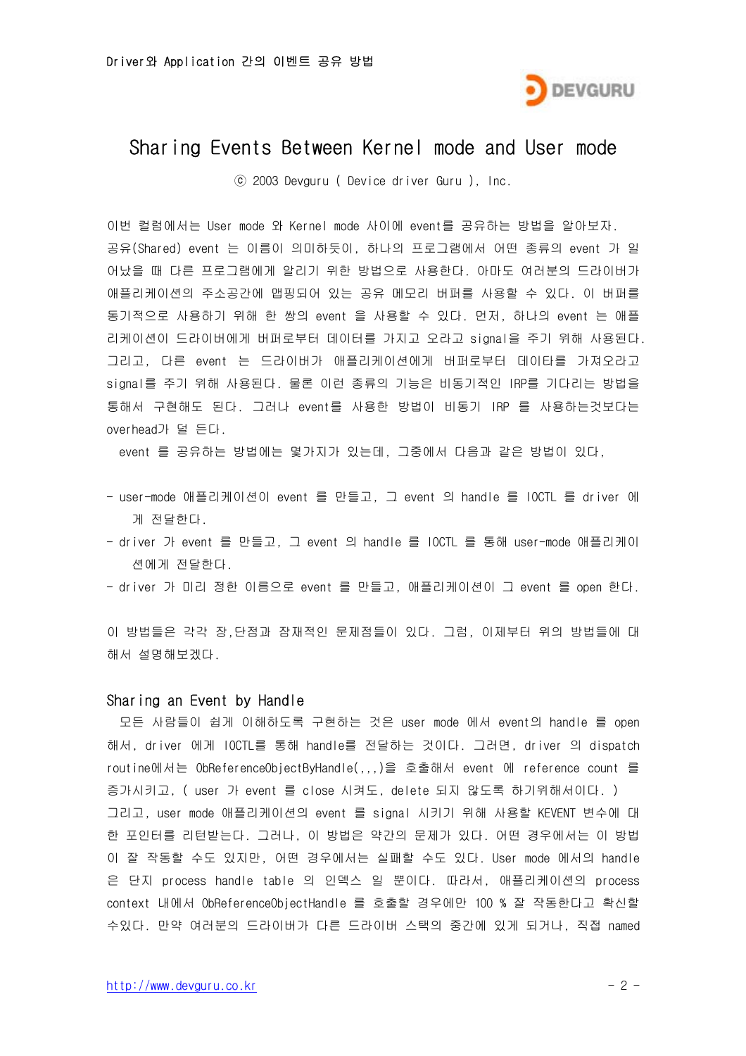# Sharing Events Between Kernel mode and User mode

ⓒ 2003 Devguru ( Device driver Guru ), Inc.

이번 컬럼에서는 User mode 와 Kernel mode 사이에 event를 공유하는 방법을 알아보자. 공유(Shared) event 는 이름이 의미하듯이, 하나의 프로그램에서 어떤 종류의 event 가 일어났을 때 다른 프로그램에게 알리기 위한 방법으로 사용한다. 아마도 여러분의 드라이버가 애플리케이션의 주소공간에 맵핑되어 있는 공유 메모리 버퍼를 사용할 수 있다. 이 버퍼를 동기적으로 사용하기 위해 한 쌍의 event 을 사용할 수 있다. 먼저, 하나의 event 는 애플리케이션이 드라이버에게 버퍼로부터 데이터를 가지고 오라고 signal을 주기 위해 사용된다. 그리고, 다른 event 는 드라이버가 애플리케이션에게 버퍼로부터 데이타를 가져오라고 signal를 주기 위해 사용된다. 물론 이런 종류의 기능은 비동기적인 IRP를 기다리는 방법을 통해서 구현해도 된다. 그러나 event를 사용한 방법이 비동기 IRP 를 사용하는것보다는 overhead가 덜 든다.

event 를 공유하는 방법에는 몇가지가 있는데, 그중에서 다음과 같은 방법이 있다,

- user-mode 애플리케이션이 event 를 만들고, 그 event 의 handle 를 IOCTL 를 driver 에게 전달한다.
- driver 가 event 를 만들고, 그 event 의 handle 를 IOCTL 를 통해 user-mode 애플리케이션에게 전달한다.
- driver 가 미리 정한 이름으로 event 를 만들고, 애플리케이션이 그 event 를 open 한다.

이 방법들은 각각 장,단점과 잠재적인 문제점들이 있다. 그럼, 이제부터 위의 방법들에 대해서 설명해보겠다.

## Sharing an Event by Handle

모든 사람들이 쉽게 이해하도록 구현하는 것은 user mode 에서 event의 handle 를 open 해서, driver 에게 IOCTL를 통해 handle를 전달하는 것이다. 그러면, driver 의 dispatch routine에서는 ObReferenceObjectByHandle(,,,)을 호출해서 event 에 reference count 를 증가시키고, ( user 가 event 를 close 시켜도, delete 되지 않도록 하기위해서이다. ) 그리고, user mode 애플리케이션의 event 를 signal 시키기 위해 사용할 KEVENT 변수에 대한 포인터를 리턴받는다. 그러나, 이 방법은 약간의 문제가 있다. 어떤 경우에서는 이 방법이 잘 작동할 수도 있지만, 어떤 경우에서는 실패할 수도 있다. User mode 에서의 handle 은 단지 process handle table 의 인덱스 일 뿐이다. 따라서, 애플리케이션의 process context 내에서 ObReferenceObjectHandle 를 호출할 경우에만 100 % 잘 작동한다고 확신할 수있다. 만약 여러분의 드라이버가 다른 드라이버 스택의 중간에 있게 되거나, 직접 named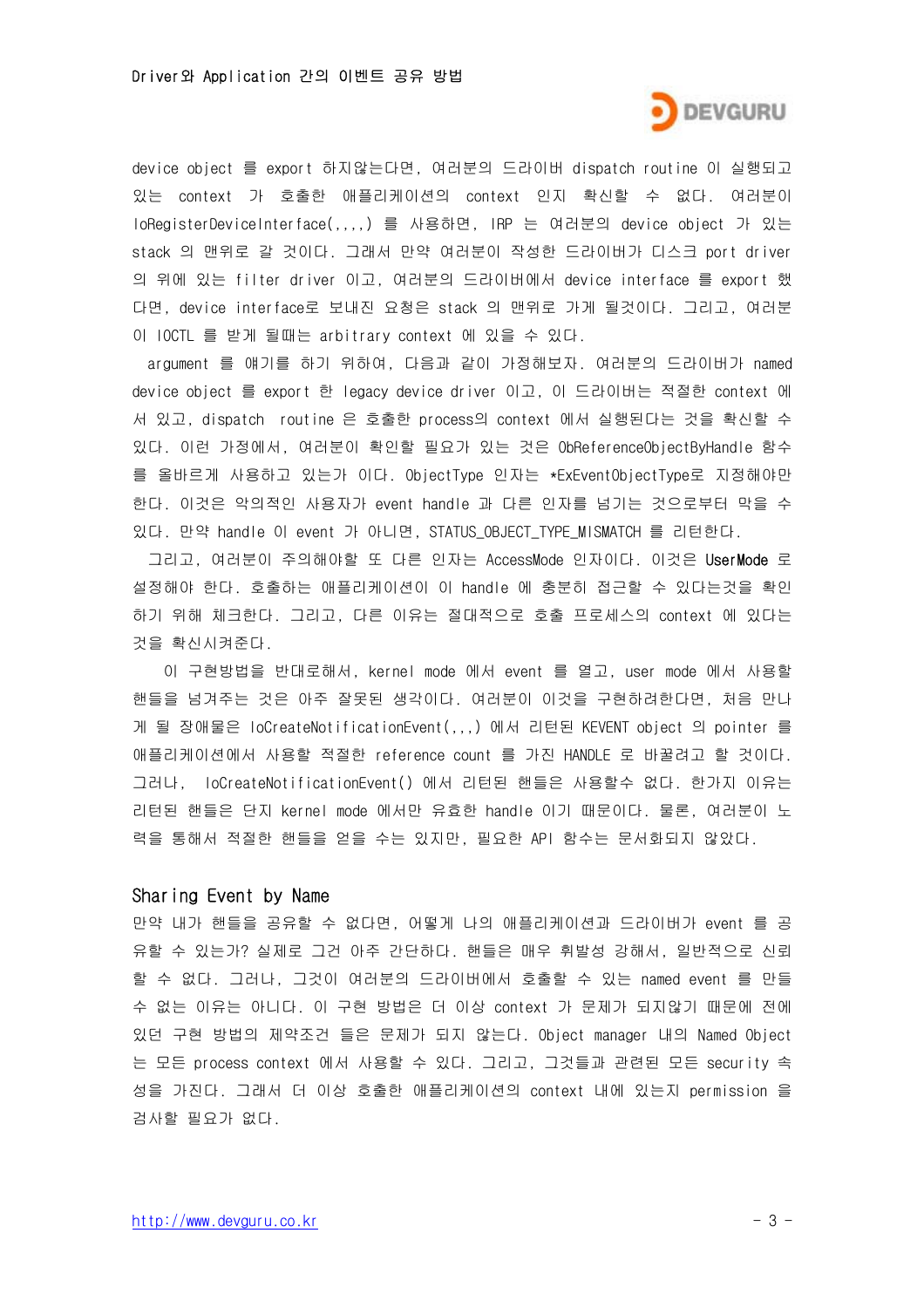device object 를 export 하지않는다면, 여러분의 드라이버 dispatch routine 이 실행되고 있는 context 가 호출한 애플리케이션의 context 인지 확신할 수 없다. 여러분이 IoRegisterDeviceInterface(,,,,) 를 사용하면, IRP 는 여러분의 device object 가 있는 stack 의 맨위로 갈 것이다. 그래서 만약 여러분이 작성한 드라이버가 디스크 port driver 의 위에 있는 filter driver 이고, 여러분의 드라이버에서 device interface 를 export 했다면, device interface로 보내진 요청은 stack 의 맨위로 가게 될것이다. 그리고, 여러분이 IOCTL 를 받게 될때는 arbitrary context 에 있을 수 있다.

argument 를 얘기를 하기 위하여, 다음과 같이 가정해보자. 여러분의 드라이버가 named device object 를 export 한 legacy device driver 이고, 이 드라이버는 적절한 context 에서 있고, dispatch routine 은 호출한 process의 context 에서 실행된다는 것을 확신할 수 있다. 이런 가정에서, 여러분이 확인할 필요가 있는 것은 ObReferenceObjectByHandle 함수를 올바르게 사용하고 있는가 이다. ObjectType 인자는 *ExEventObjectType로 지정해야만 한다. 이것은 악의적인 사용자가 event handle 과 다른 인자를 넘기는 것으로부터 막을 수 있다. 만약 handle 이 event 가 아니면, STATUS_OBJECT_TYPE_MISMATCH 를 리턴한다.

그리고, 여러분이 주의해야할 또 다른 인자는 AccessMode 인자이다. 이것은 **UserMode** 로 설정해야 한다. 호출하는 애플리케이션이 이 handle 에 충분히 접근할 수 있다는것을 확인하기 위해 체크한다. 그리고, 다른 이유는 절대적으로 호출 프로세스의 context 에 있다는 것을 확신시켜준다.

이 구현방법을 반대로해서, kernel mode 에서 event 를 열고, user mode 에서 사용할 핸들을 넘겨주는 것은 아주 잘못된 생각이다. 여러분이 이것을 구현하려한다면, 처음 만나게 될 장애물은 IoCreateNotificationEvent(,,,) 에서 리턴된 KEVENT object 의 pointer 를 애플리케이션에서 사용할 적절한 reference count 를 가진 HANDLE 로 바꿀려고 할 것이다. 그러나, IoCreateNotificationEvent() 에서 리턴된 핸들은 사용할수 없다. 한가지 이유는 리턴된 핸들은 단지 kernel mode 에서만 유효한 handle 이기 때문이다. 물론, 여러분이 노력을 통해서 적절한 핸들을 얻을 수는 있지만, 필요한 API 함수는 문서화되지 않았다.

## Sharing Event by Name

만약 내가 핸들을 공유할 수 없다면, 어떻게 나의 애플리케이션과 드라이버가 event 를 공유할 수 있는가? 실제로 그건 아주 간단하다. 핸들은 매우 휘발성 강해서, 일반적으로 신뢰할 수 없다. 그러나, 그것이 여러분의 드라이버에서 호출할 수 있는 named event 를 만들 수 없는 이유는 아니다. 이 구현 방법은 더 이상 context 가 문제가 되지않기 때문에 전에 있던 구현 방법의 제약조건 들은 문제가 되지 않는다. Object manager 내의 Named Object 는 모든 process context 에서 사용할 수 있다. 그리고, 그것들과 관련된 모든 security 속성을 가진다. 그래서 더 이상 호출한 애플리케이션의 context 내에 있는지 permission 을 검사할 필요가 없다.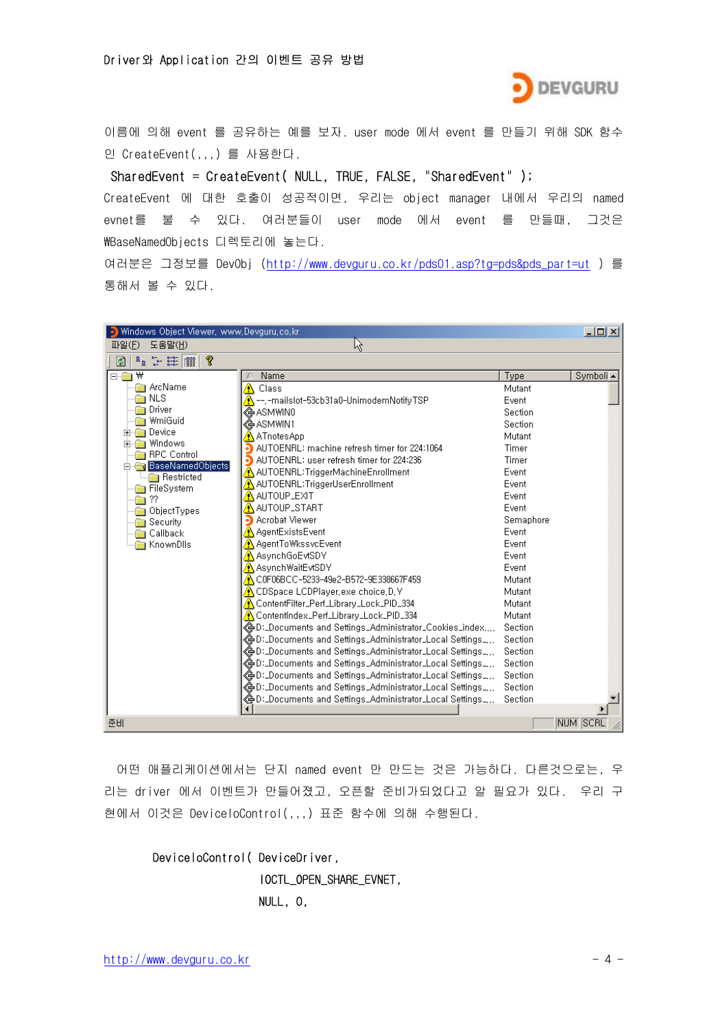이름에 의해 event 를 공유하는 예를 보자. user mode 에서 event 를 만들기 위해 SDK 함수인 CreateEvent(,,,) 를 사용한다.

```
SharedEvent = CreateEvent( NULL, TRUE, FALSE, "SharedEvent" );
```

CreateEvent 에 대한 호출이 성공적이면, 우리는 object manager 내에서 우리의 named evnet를 볼 수 있다. 여러분들이 user mode 에서 event 를 만들때, 그것은 WBaseNamedObjects 디렉토리에 놓는다.

여러분은 그정보를 DevObj (http://www.devguru.co.kr/pds01.asp?tg=pds&pds_part=ut ) 를 통해서 볼 수 있다.

어떤 애플리케이션에서는 단지 named event 만 만드는 것은 가능하다. 다른것으로는, 우리는 driver 에서 이벤트가 만들어졌고, 오픈할 준비가되었다고 알 필요가 있다. 우리 구현에서 이것은 DeviceIoControl(,,,) 표준 함수에 의해 수행된다.

```
DeviceIoControl( DeviceDriver,
                 IOCTL_OPEN_SHARE_EVNET,
                 NULL, 0,
```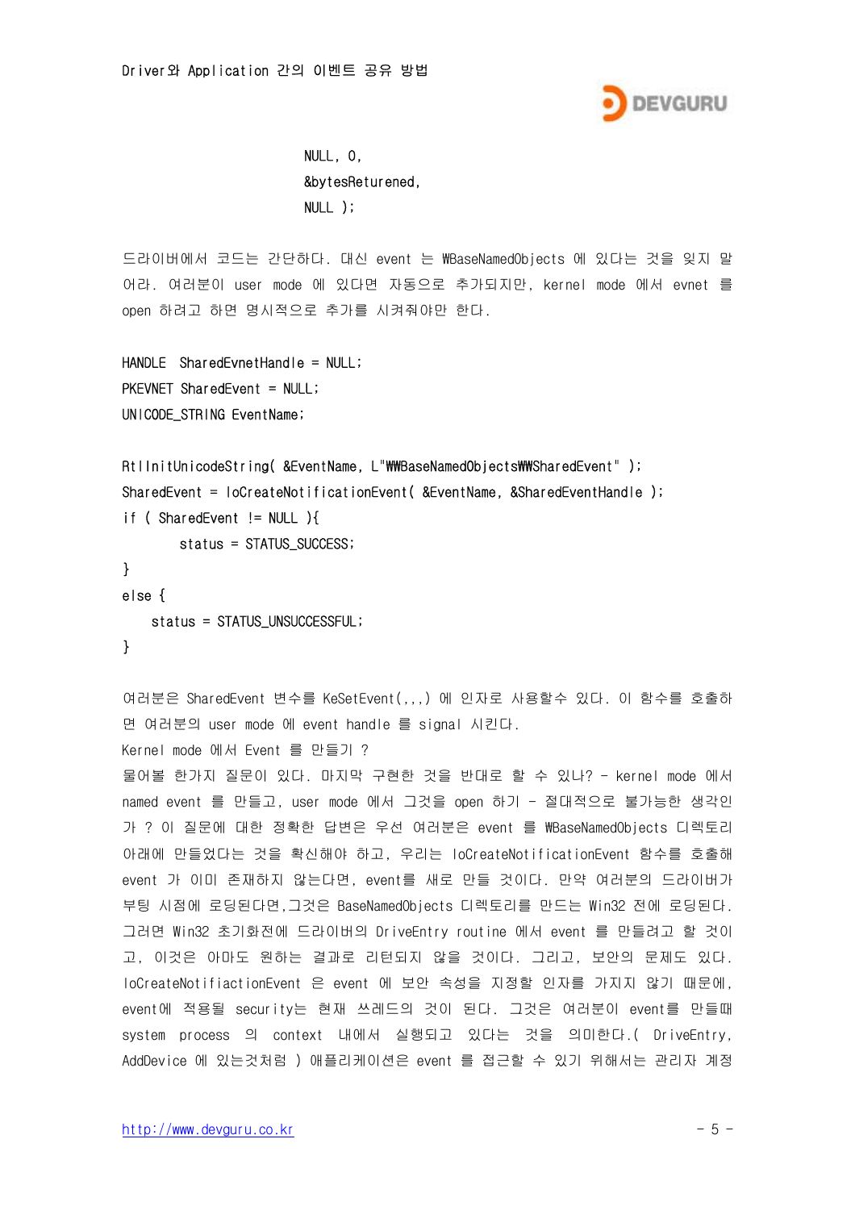```
                        NULL, 0,
                        &bytesReturened,
                        NULL );
```

드라이버에서 코드는 간단하다. 대신 event 는 \BaseNamedObjects 에 있다는 것을 잊지 말어라. 여러분이 user mode 에 있다면 자동으로 추가되지만, kernel mode 에서 evnet 를 open 하려고 하면 명시적으로 추가를 시켜줘야만 한다.

```
HANDLE  SharedEvnetHandle = NULL;
PKEVNET SharedEvent = NULL;
UNICODE_STRING EventName;

RtlInitUnicodeString( &EventName, L"\\BaseNamedObjects\\SharedEvent" );
SharedEvent = IoCreateNotificationEvent( &EventName, &SharedEventHandle );
if ( SharedEvent != NULL ){
        status = STATUS_SUCCESS;
}
else {
    status = STATUS_UNSUCCESSFUL;
}
```

여러분은 SharedEvent 변수를 KeSetEvent(,,,) 에 인자로 사용할수 있다. 이 함수를 호출하면 여러분의 user mode 에 event handle 를 signal 시킨다.

Kernel mode 에서 Event 를 만들기 ?

물어볼 한가지 질문이 있다. 마지막 구현한 것을 반대로 할 수 있나? - kernel mode 에서 named event 를 만들고, user mode 에서 그것을 open 하기 - 절대적으로 불가능한 생각인가 ? 이 질문에 대한 정확한 답변은 우선 여러분은 event 를 \BaseNamedObjects 디렉토리 아래에 만들었다는 것을 확신해야 하고, 우리는 IoCreateNotificationEvent 함수를 호출해 event 가 이미 존재하지 않는다면, event를 새로 만들 것이다. 만약 여러분의 드라이버가 부팅 시점에 로딩된다면,그것은 BaseNamedObjects 디렉토리를 만드는 Win32 전에 로딩된다. 그러면 Win32 초기화전에 드라이버의 DriveEntry routine 에서 event 를 만들려고 할 것이고, 이것은 아마도 원하는 결과로 리턴되지 않을 것이다. 그리고, 보안의 문제도 있다. IoCreateNotifiactionEvent 은 event 에 보안 속성을 지정할 인자를 가지지 않기 때문에, event에 적용될 security는 현재 쓰레드의 것이 된다. 그것은 여러분이 event를 만들때 system process 의 context 내에서 실행되고 있다는 것을 의미한다.( DriveEntry, AddDevice 에 있는것처럼 ) 애플리케이션은 event 를 접근할 수 있기 위해서는 관리자 계정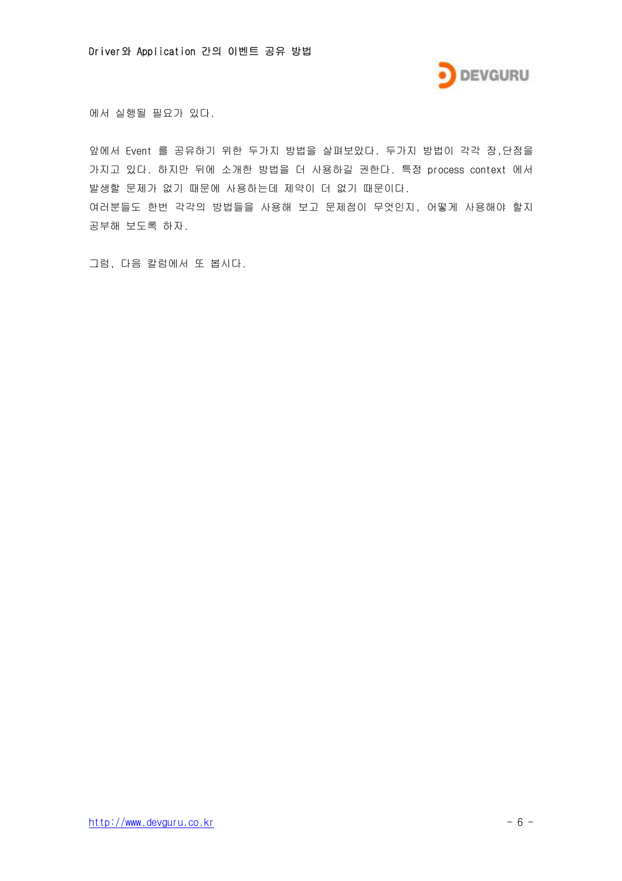에서 실행될 필요가 있다.

앞에서 Event 를 공유하기 위한 두가지 방법을 살펴보았다. 두가지 방법이 각각 장,단점을 가지고 있다. 하지만 뒤에 소개한 방법을 더 사용하길 권한다. 특정 process context 에서 발생할 문제가 없기 때문에 사용하는데 제약이 더 없기 때문이다.
여러분들도 한번 각각의 방법들을 사용해 보고 문제점이 무엇인지, 어떻게 사용해야 할지 공부해 보도록 하자.

그럼, 다음 칼럼에서 또 봅시다.